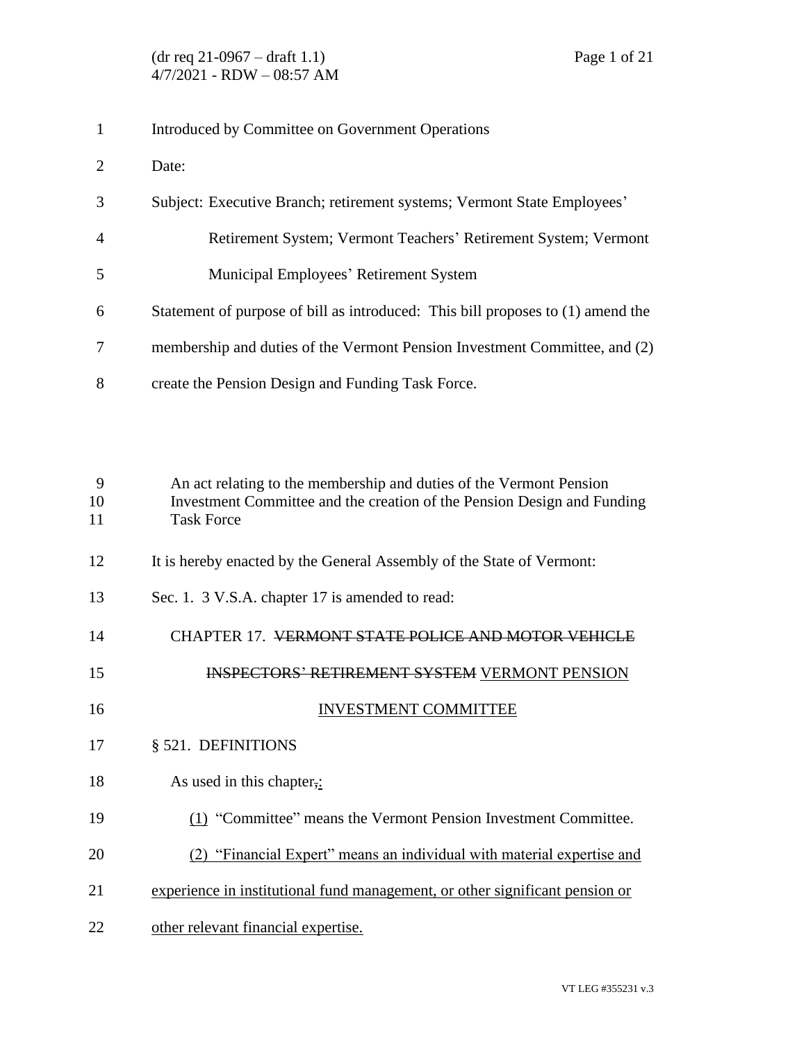Introduced by Committee on Government Operations

Date:

Subject: Executive Branch; retirement systems; Vermont State Employees' Retirement System; Vermont Teachers' Retirement System; Vermont Municipal Employees' Retirement System

Statement of purpose of bill as introduced: This bill proposes to (1) amend the membership and duties of the Vermont Pension Investment Committee, and (2) create the Pension Design and Funding Task Force.

An act relating to the membership and duties of the Vermont Pension Investment Committee and the creation of the Pension Design and Funding Task Force

It is hereby enacted by the General Assembly of the State of Vermont:

Sec. 1. 3 V.S.A. chapter 17 is amended to read:

CHAPTER 17. ~~VERMONT STATE POLICE AND MOTOR VEHICLE INSPECTORS' RETIREMENT SYSTEM~~ <u>VERMONT PENSION INVESTMENT COMMITTEE</u>

§ 521. DEFINITIONS

As used in this chapter~~,~~<u>:</u>

<u>(1)</u> "Committee" means the Vermont Pension Investment Committee.

<u>(2) "Financial Expert" means an individual with material expertise and experience in institutional fund management, or other significant pension or other relevant financial expertise.</u>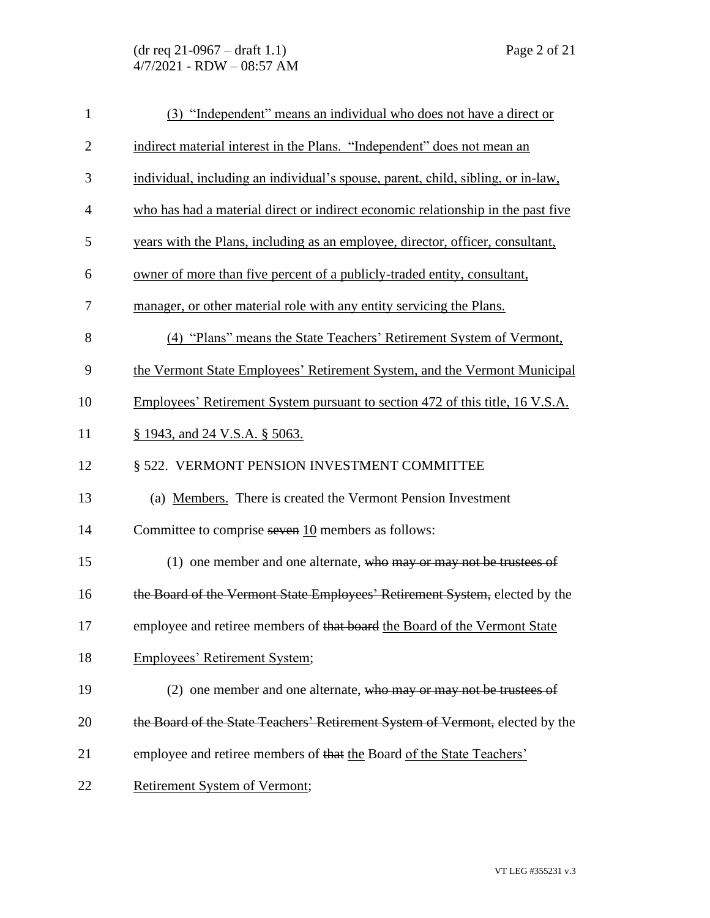(3) "Independent" means an individual who does not have a direct or indirect material interest in the Plans. "Independent" does not mean an individual, including an individual's spouse, parent, child, sibling, or in-law, who has had a material direct or indirect economic relationship in the past five years with the Plans, including as an employee, director, officer, consultant, owner of more than five percent of a publicly-traded entity, consultant, manager, or other material role with any entity servicing the Plans.

(4) "Plans" means the State Teachers' Retirement System of Vermont, the Vermont State Employees' Retirement System, and the Vermont Municipal Employees' Retirement System pursuant to section 472 of this title, 16 V.S.A. § 1943, and 24 V.S.A. § 5063.

§ 522. VERMONT PENSION INVESTMENT COMMITTEE

(a) Members. There is created the Vermont Pension Investment Committee to comprise ~~seven~~ 10 members as follows:

(1) one member and one alternate, ~~who may or may not be trustees of the Board of the Vermont State Employees' Retirement System,~~ elected by the employee and retiree members of ~~that board~~ the Board of the Vermont State Employees' Retirement System;

(2) one member and one alternate, ~~who may or may not be trustees of the Board of the State Teachers' Retirement System of Vermont,~~ elected by the employee and retiree members of ~~that~~ the Board of the State Teachers' Retirement System of Vermont;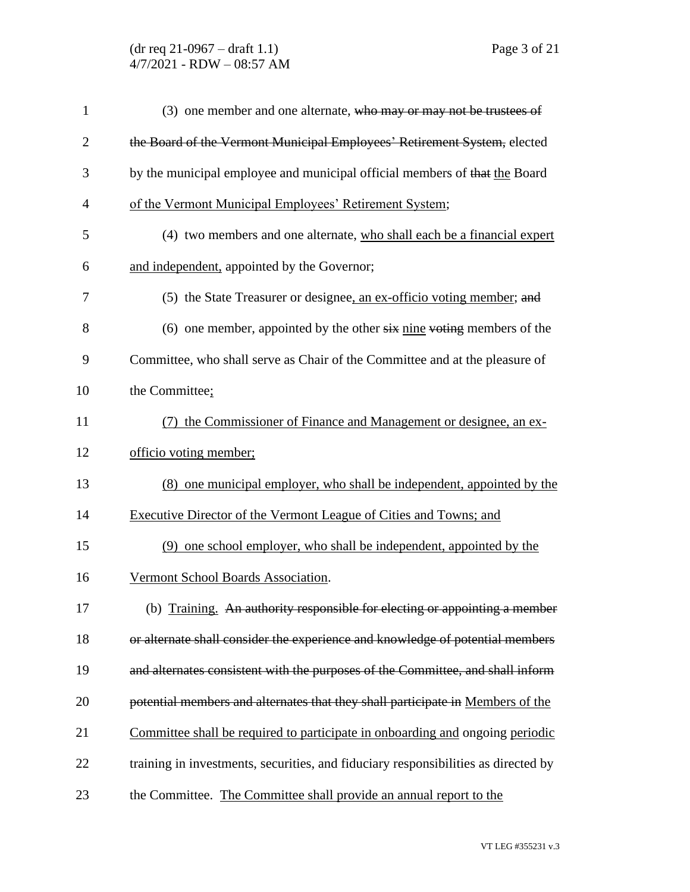(3) one member and one alternate, ~~who may or may not be trustees of the Board of the Vermont Municipal Employees' Retirement System,~~ elected by the municipal employee and municipal official members of ~~that~~ <u>the</u> Board <u>of the Vermont Municipal Employees' Retirement System</u>;

(4) two members and one alternate, <u>who shall each be a financial expert and independent,</u> appointed by the Governor;

(5) the State Treasurer or designee<u>, an ex-officio voting member</u>; ~~and~~

(6) one member, appointed by the other ~~six~~ <u>nine</u> ~~voting~~ members of the Committee, who shall serve as Chair of the Committee and at the pleasure of the Committee<u>;</u>

<u>(7) the Commissioner of Finance and Management or designee, an ex-officio voting member;</u>

<u>(8) one municipal employer, who shall be independent, appointed by the Executive Director of the Vermont League of Cities and Towns; and</u>

<u>(9) one school employer, who shall be independent, appointed by the Vermont School Boards Association</u>.

(b) <u>Training.</u> ~~An authority responsible for electing or appointing a member or alternate shall consider the experience and knowledge of potential members and alternates consistent with the purposes of the Committee, and shall inform potential members and alternates that they shall participate in~~ <u>Members of the Committee shall be required to participate in onboarding and</u> ongoing <u>periodic</u> training in investments, securities, and fiduciary responsibilities as directed by the Committee. <u>The Committee shall provide an annual report to the</u>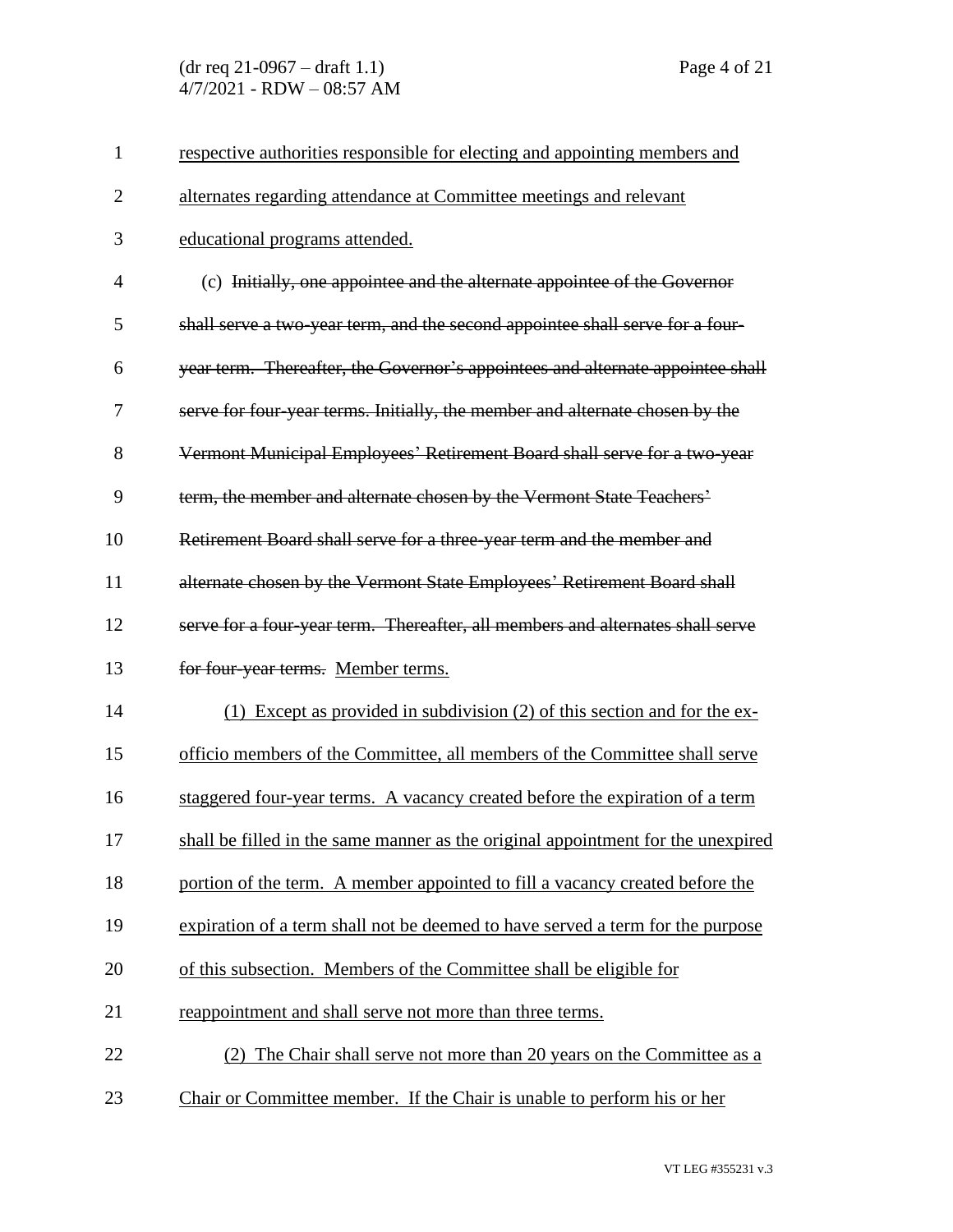respective authorities responsible for electing and appointing members and alternates regarding attendance at Committee meetings and relevant educational programs attended.

(c) ~~Initially, one appointee and the alternate appointee of the Governor shall serve a two-year term, and the second appointee shall serve for a four-year term. Thereafter, the Governor's appointees and alternate appointee shall serve for four-year terms. Initially, the member and alternate chosen by the Vermont Municipal Employees' Retirement Board shall serve for a two-year term, the member and alternate chosen by the Vermont State Teachers' Retirement Board shall serve for a three-year term and the member and alternate chosen by the Vermont State Employees' Retirement Board shall serve for a four-year term. Thereafter, all members and alternates shall serve for four-year terms.~~ Member terms.

(1) Except as provided in subdivision (2) of this section and for the ex-officio members of the Committee, all members of the Committee shall serve staggered four-year terms. A vacancy created before the expiration of a term shall be filled in the same manner as the original appointment for the unexpired portion of the term. A member appointed to fill a vacancy created before the expiration of a term shall not be deemed to have served a term for the purpose of this subsection. Members of the Committee shall be eligible for reappointment and shall serve not more than three terms.

(2) The Chair shall serve not more than 20 years on the Committee as a Chair or Committee member. If the Chair is unable to perform his or her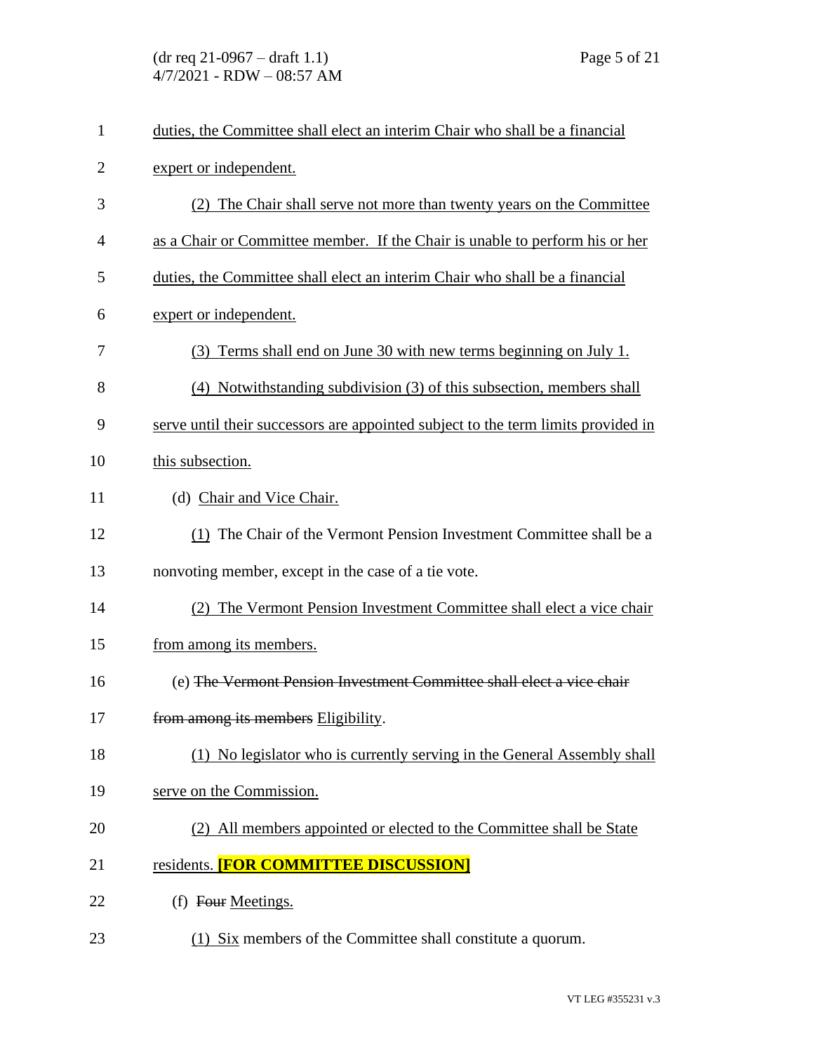duties, the Committee shall elect an interim Chair who shall be a financial expert or independent.

(2) The Chair shall serve not more than twenty years on the Committee as a Chair or Committee member. If the Chair is unable to perform his or her duties, the Committee shall elect an interim Chair who shall be a financial expert or independent.

(3) Terms shall end on June 30 with new terms beginning on July 1.

(4) Notwithstanding subdivision (3) of this subsection, members shall serve until their successors are appointed subject to the term limits provided in this subsection.

(d) Chair and Vice Chair.

(1) The Chair of the Vermont Pension Investment Committee shall be a nonvoting member, except in the case of a tie vote.

(2) The Vermont Pension Investment Committee shall elect a vice chair from among its members.

(e) ~~The Vermont Pension Investment Committee shall elect a vice chair from among its members~~ Eligibility.

(1) No legislator who is currently serving in the General Assembly shall serve on the Commission.

(2) All members appointed or elected to the Committee shall be State residents. **[FOR COMMITTEE DISCUSSION]**

(f) ~~Four~~ Meetings.

(1) Six members of the Committee shall constitute a quorum.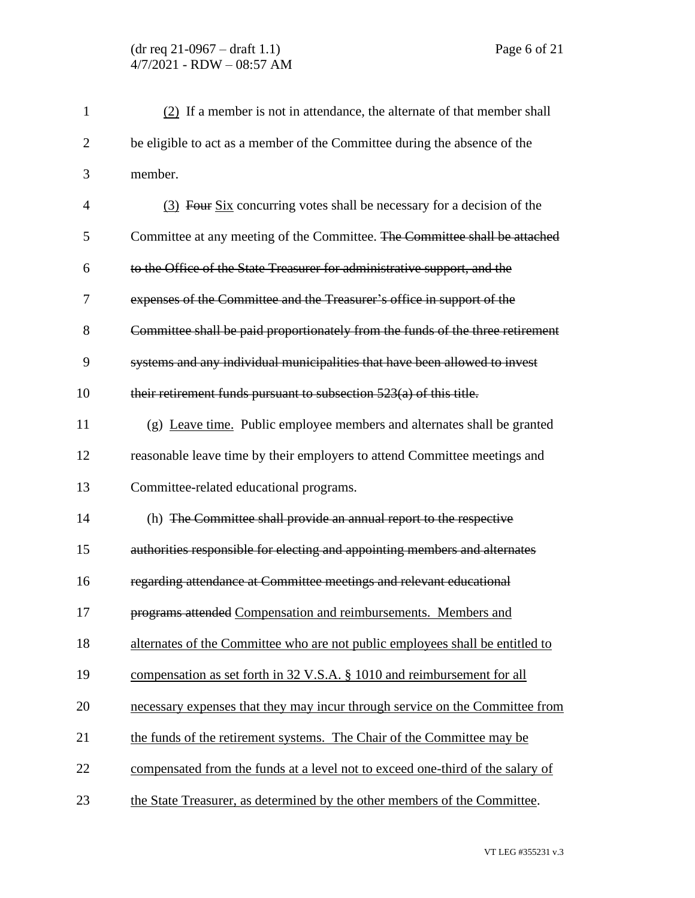(2) If a member is not in attendance, the alternate of that member shall be eligible to act as a member of the Committee during the absence of the member.

(3) ~~Four~~ Six concurring votes shall be necessary for a decision of the Committee at any meeting of the Committee. ~~The Committee shall be attached to the Office of the State Treasurer for administrative support, and the expenses of the Committee and the Treasurer's office in support of the Committee shall be paid proportionately from the funds of the three retirement systems and any individual municipalities that have been allowed to invest their retirement funds pursuant to subsection 523(a) of this title.~~

(g) Leave time. Public employee members and alternates shall be granted reasonable leave time by their employers to attend Committee meetings and Committee-related educational programs.

(h) ~~The Committee shall provide an annual report to the respective authorities responsible for electing and appointing members and alternates regarding attendance at Committee meetings and relevant educational programs attended~~ Compensation and reimbursements. Members and alternates of the Committee who are not public employees shall be entitled to compensation as set forth in 32 V.S.A. § 1010 and reimbursement for all necessary expenses that they may incur through service on the Committee from the funds of the retirement systems. The Chair of the Committee may be compensated from the funds at a level not to exceed one-third of the salary of the State Treasurer, as determined by the other members of the Committee.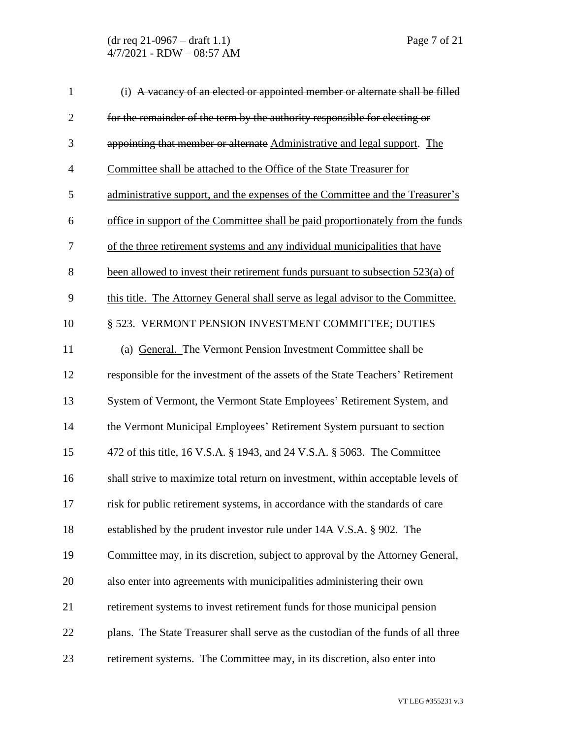(i) ~~A vacancy of an elected or appointed member or alternate shall be filled for the remainder of the term by the authority responsible for electing or appointing that member or alternate~~ Administrative and legal support. The Committee shall be attached to the Office of the State Treasurer for administrative support, and the expenses of the Committee and the Treasurer's office in support of the Committee shall be paid proportionately from the funds of the three retirement systems and any individual municipalities that have been allowed to invest their retirement funds pursuant to subsection 523(a) of this title. The Attorney General shall serve as legal advisor to the Committee.

§ 523. VERMONT PENSION INVESTMENT COMMITTEE; DUTIES

(a) General. The Vermont Pension Investment Committee shall be responsible for the investment of the assets of the State Teachers' Retirement System of Vermont, the Vermont State Employees' Retirement System, and the Vermont Municipal Employees' Retirement System pursuant to section 472 of this title, 16 V.S.A. § 1943, and 24 V.S.A. § 5063. The Committee shall strive to maximize total return on investment, within acceptable levels of risk for public retirement systems, in accordance with the standards of care established by the prudent investor rule under 14A V.S.A. § 902. The Committee may, in its discretion, subject to approval by the Attorney General, also enter into agreements with municipalities administering their own retirement systems to invest retirement funds for those municipal pension plans. The State Treasurer shall serve as the custodian of the funds of all three retirement systems. The Committee may, in its discretion, also enter into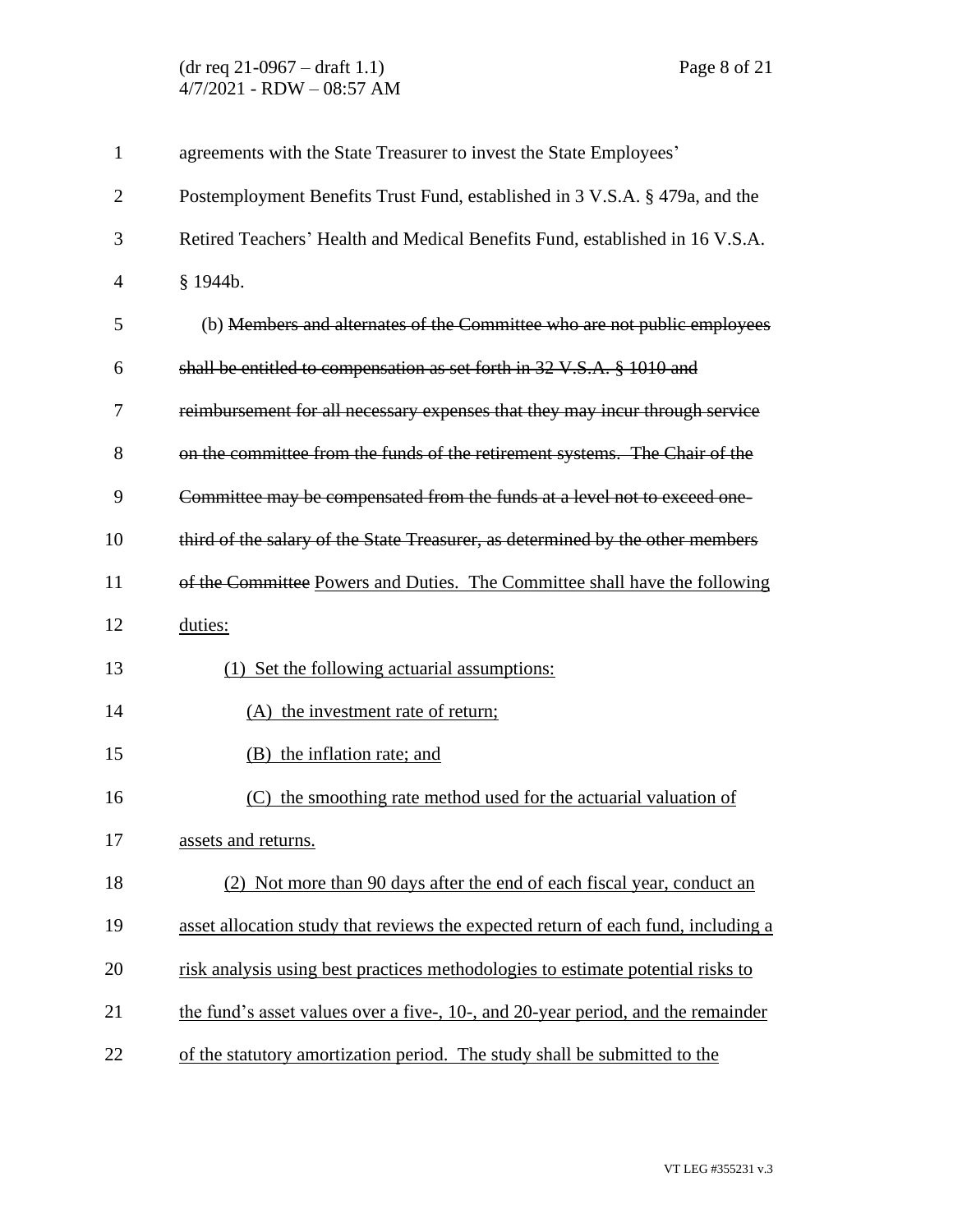agreements with the State Treasurer to invest the State Employees' Postemployment Benefits Trust Fund, established in 3 V.S.A. § 479a, and the Retired Teachers' Health and Medical Benefits Fund, established in 16 V.S.A. § 1944b.

(b) ~~Members and alternates of the Committee who are not public employees shall be entitled to compensation as set forth in 32 V.S.A. § 1010 and reimbursement for all necessary expenses that they may incur through service on the committee from the funds of the retirement systems. The Chair of the Committee may be compensated from the funds at a level not to exceed one-third of the salary of the State Treasurer, as determined by the other members of the Committee~~ <u>Powers and Duties. The Committee shall have the following duties:</u>

<u>(1) Set the following actuarial assumptions:</u>

<u>(A) the investment rate of return;</u>

<u>(B) the inflation rate; and</u>

<u>(C) the smoothing rate method used for the actuarial valuation of assets and returns.</u>

<u>(2) Not more than 90 days after the end of each fiscal year, conduct an asset allocation study that reviews the expected return of each fund, including a risk analysis using best practices methodologies to estimate potential risks to the fund's asset values over a five-, 10-, and 20-year period, and the remainder of the statutory amortization period. The study shall be submitted to the</u>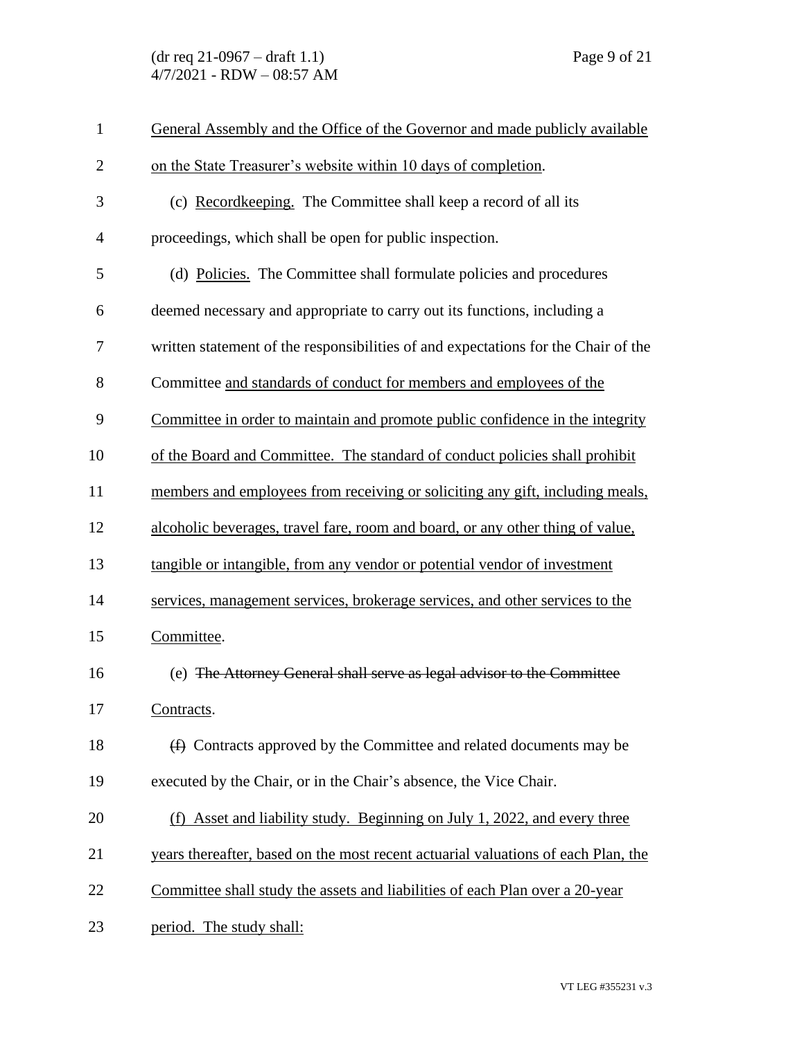General Assembly and the Office of the Governor and made publicly available on the State Treasurer's website within 10 days of completion.

(c) Recordkeeping. The Committee shall keep a record of all its proceedings, which shall be open for public inspection.

(d) Policies. The Committee shall formulate policies and procedures deemed necessary and appropriate to carry out its functions, including a written statement of the responsibilities of and expectations for the Chair of the Committee and standards of conduct for members and employees of the Committee in order to maintain and promote public confidence in the integrity of the Board and Committee. The standard of conduct policies shall prohibit members and employees from receiving or soliciting any gift, including meals, alcoholic beverages, travel fare, room and board, or any other thing of value, tangible or intangible, from any vendor or potential vendor of investment services, management services, brokerage services, and other services to the Committee.

(e) ~~The Attorney General shall serve as legal advisor to the Committee~~ Contracts.

~~(f)~~ Contracts approved by the Committee and related documents may be executed by the Chair, or in the Chair's absence, the Vice Chair.

(f) Asset and liability study. Beginning on July 1, 2022, and every three years thereafter, based on the most recent actuarial valuations of each Plan, the Committee shall study the assets and liabilities of each Plan over a 20-year period. The study shall: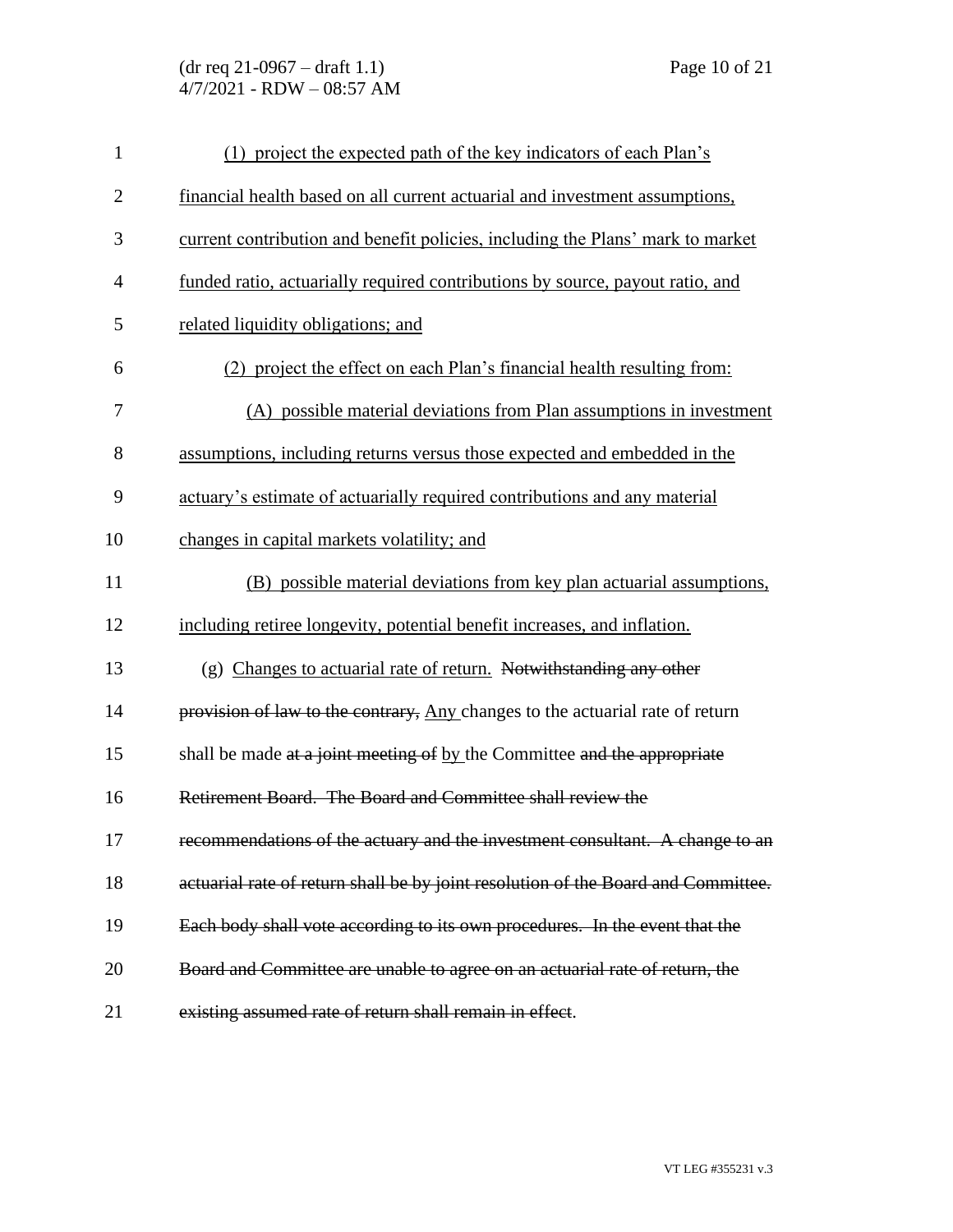(1) project the expected path of the key indicators of each Plan's financial health based on all current actuarial and investment assumptions, current contribution and benefit policies, including the Plans' mark to market funded ratio, actuarially required contributions by source, payout ratio, and related liquidity obligations; and

(2) project the effect on each Plan's financial health resulting from:

(A) possible material deviations from Plan assumptions in investment assumptions, including returns versus those expected and embedded in the actuary's estimate of actuarially required contributions and any material changes in capital markets volatility; and

(B) possible material deviations from key plan actuarial assumptions, including retiree longevity, potential benefit increases, and inflation.

(g) Changes to actuarial rate of return. ~~Notwithstanding any other provision of law to the contrary,~~ Any changes to the actuarial rate of return shall be made ~~at a joint meeting of~~ by the Committee ~~and the appropriate Retirement Board. The Board and Committee shall review the recommendations of the actuary and the investment consultant. A change to an actuarial rate of return shall be by joint resolution of the Board and Committee. Each body shall vote according to its own procedures. In the event that the Board and Committee are unable to agree on an actuarial rate of return, the existing assumed rate of return shall remain in effect~~.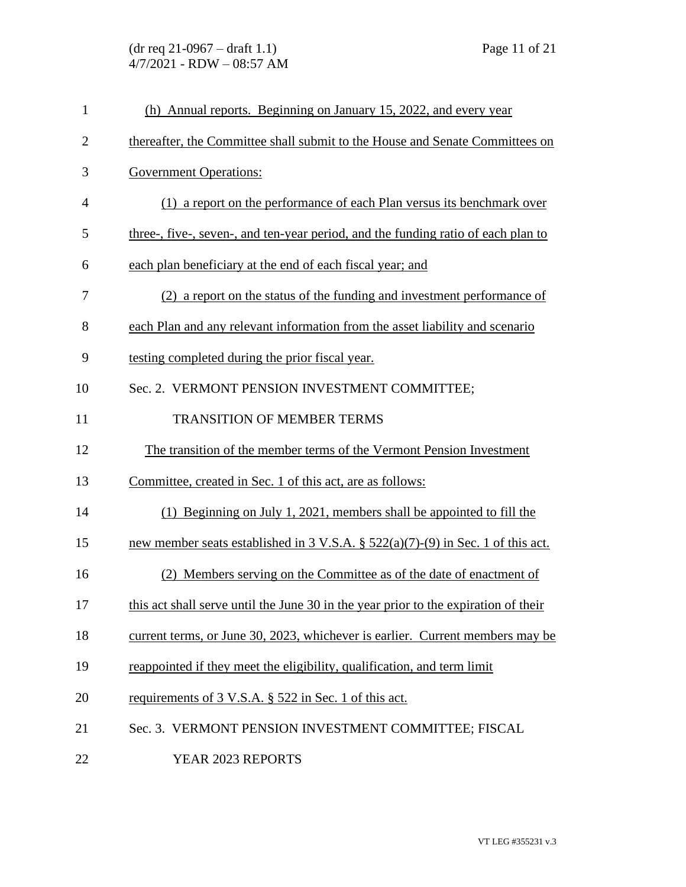(h) Annual reports. Beginning on January 15, 2022, and every year thereafter, the Committee shall submit to the House and Senate Committees on Government Operations:

(1) a report on the performance of each Plan versus its benchmark over three-, five-, seven-, and ten-year period, and the funding ratio of each plan to each plan beneficiary at the end of each fiscal year; and

(2) a report on the status of the funding and investment performance of each Plan and any relevant information from the asset liability and scenario testing completed during the prior fiscal year.

Sec. 2. VERMONT PENSION INVESTMENT COMMITTEE; TRANSITION OF MEMBER TERMS

The transition of the member terms of the Vermont Pension Investment Committee, created in Sec. 1 of this act, are as follows:

(1) Beginning on July 1, 2021, members shall be appointed to fill the new member seats established in 3 V.S.A. § 522(a)(7)-(9) in Sec. 1 of this act.

(2) Members serving on the Committee as of the date of enactment of this act shall serve until the June 30 in the year prior to the expiration of their current terms, or June 30, 2023, whichever is earlier. Current members may be reappointed if they meet the eligibility, qualification, and term limit requirements of 3 V.S.A. § 522 in Sec. 1 of this act.

Sec. 3. VERMONT PENSION INVESTMENT COMMITTEE; FISCAL YEAR 2023 REPORTS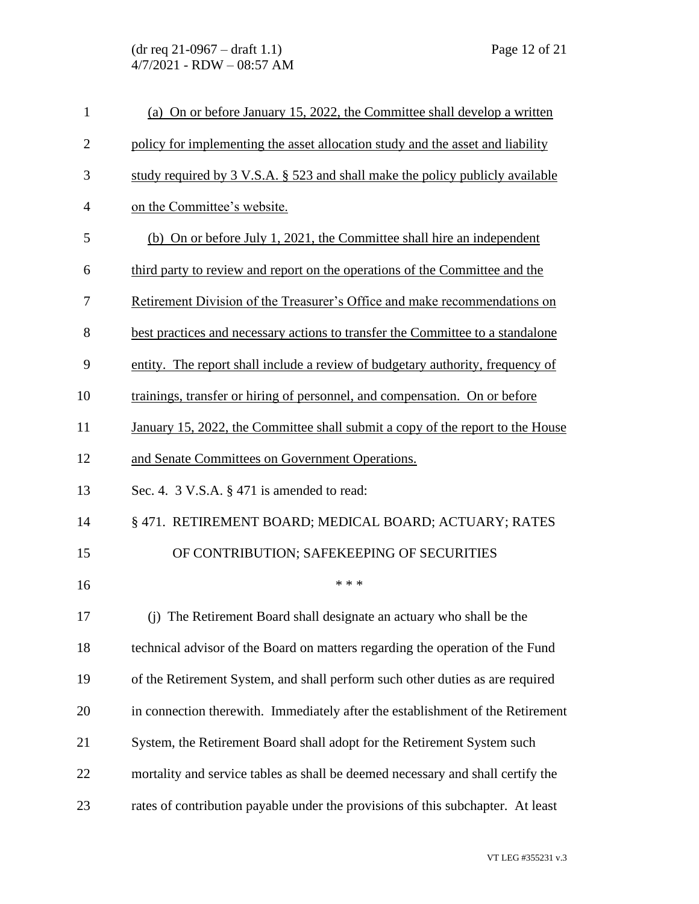(a) On or before January 15, 2022, the Committee shall develop a written policy for implementing the asset allocation study and the asset and liability study required by 3 V.S.A. § 523 and shall make the policy publicly available on the Committee's website.

(b) On or before July 1, 2021, the Committee shall hire an independent third party to review and report on the operations of the Committee and the Retirement Division of the Treasurer's Office and make recommendations on best practices and necessary actions to transfer the Committee to a standalone entity. The report shall include a review of budgetary authority, frequency of trainings, transfer or hiring of personnel, and compensation. On or before January 15, 2022, the Committee shall submit a copy of the report to the House and Senate Committees on Government Operations.

Sec. 4. 3 V.S.A. § 471 is amended to read:

§ 471. RETIREMENT BOARD; MEDICAL BOARD; ACTUARY; RATES OF CONTRIBUTION; SAFEKEEPING OF SECURITIES

\* \* \*

(j) The Retirement Board shall designate an actuary who shall be the technical advisor of the Board on matters regarding the operation of the Fund of the Retirement System, and shall perform such other duties as are required in connection therewith. Immediately after the establishment of the Retirement System, the Retirement Board shall adopt for the Retirement System such mortality and service tables as shall be deemed necessary and shall certify the rates of contribution payable under the provisions of this subchapter. At least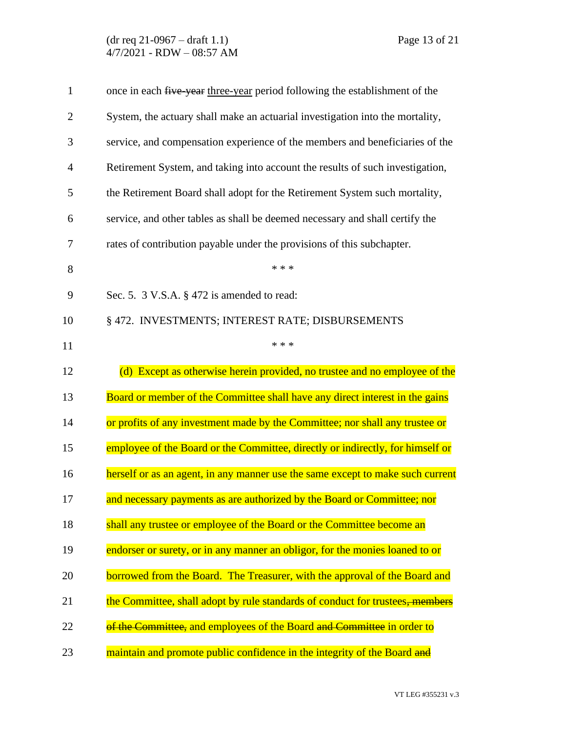once in each ~~five-year~~ <u>three-year</u> period following the establishment of the System, the actuary shall make an actuarial investigation into the mortality, service, and compensation experience of the members and beneficiaries of the Retirement System, and taking into account the results of such investigation, the Retirement Board shall adopt for the Retirement System such mortality, service, and other tables as shall be deemed necessary and shall certify the rates of contribution payable under the provisions of this subchapter.

\* \* \*

Sec. 5. 3 V.S.A. § 472 is amended to read:

§ 472. INVESTMENTS; INTEREST RATE; DISBURSEMENTS

\* \* \*

(d) Except as otherwise herein provided, no trustee and no employee of the Board or member of the Committee shall have any direct interest in the gains or profits of any investment made by the Committee; nor shall any trustee or employee of the Board or the Committee, directly or indirectly, for himself or herself or as an agent, in any manner use the same except to make such current and necessary payments as are authorized by the Board or Committee; nor shall any trustee or employee of the Board or the Committee become an endorser or surety, or in any manner an obligor, for the monies loaned to or borrowed from the Board. The Treasurer, with the approval of the Board and the Committee, shall adopt by rule standards of conduct for trustees~~, members of the Committee,~~ and employees of the Board ~~and Committee~~ in order to maintain and promote public confidence in the integrity of the Board ~~and~~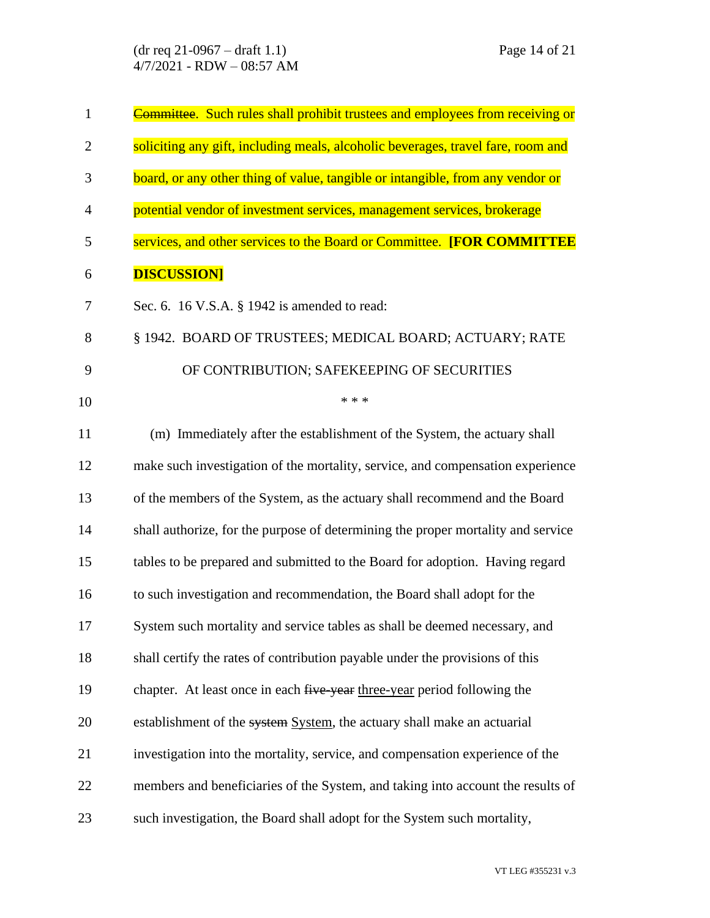~~Committee~~. Such rules shall prohibit trustees and employees from receiving or soliciting any gift, including meals, alcoholic beverages, travel fare, room and board, or any other thing of value, tangible or intangible, from any vendor or potential vendor of investment services, management services, brokerage services, and other services to the Board or Committee. **[FOR COMMITTEE DISCUSSION]**

Sec. 6. 16 V.S.A. § 1942 is amended to read:

§ 1942. BOARD OF TRUSTEES; MEDICAL BOARD; ACTUARY; RATE OF CONTRIBUTION; SAFEKEEPING OF SECURITIES

\* \* \*

(m) Immediately after the establishment of the System, the actuary shall make such investigation of the mortality, service, and compensation experience of the members of the System, as the actuary shall recommend and the Board shall authorize, for the purpose of determining the proper mortality and service tables to be prepared and submitted to the Board for adoption. Having regard to such investigation and recommendation, the Board shall adopt for the System such mortality and service tables as shall be deemed necessary, and shall certify the rates of contribution payable under the provisions of this chapter. At least once in each ~~five-year~~ <u>three-year</u> period following the establishment of the ~~system~~ <u>System</u>, the actuary shall make an actuarial investigation into the mortality, service, and compensation experience of the members and beneficiaries of the System, and taking into account the results of such investigation, the Board shall adopt for the System such mortality,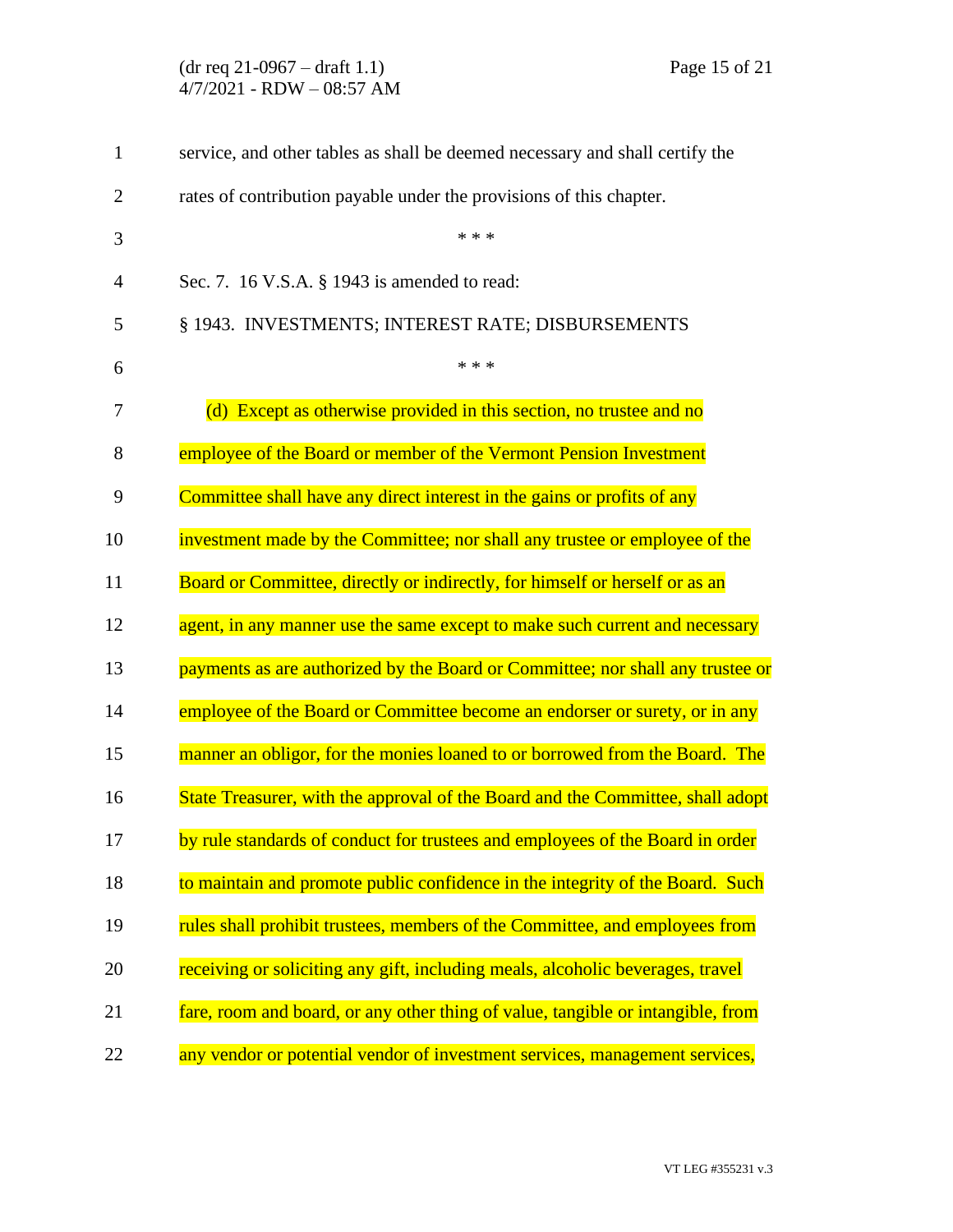service, and other tables as shall be deemed necessary and shall certify the rates of contribution payable under the provisions of this chapter.

\* \* \*

Sec. 7. 16 V.S.A. § 1943 is amended to read:

§ 1943. INVESTMENTS; INTEREST RATE; DISBURSEMENTS

\* \* \*

(d) Except as otherwise provided in this section, no trustee and no employee of the Board or member of the Vermont Pension Investment Committee shall have any direct interest in the gains or profits of any investment made by the Committee; nor shall any trustee or employee of the Board or Committee, directly or indirectly, for himself or herself or as an agent, in any manner use the same except to make such current and necessary payments as are authorized by the Board or Committee; nor shall any trustee or employee of the Board or Committee become an endorser or surety, or in any manner an obligor, for the monies loaned to or borrowed from the Board. The State Treasurer, with the approval of the Board and the Committee, shall adopt by rule standards of conduct for trustees and employees of the Board in order to maintain and promote public confidence in the integrity of the Board. Such rules shall prohibit trustees, members of the Committee, and employees from receiving or soliciting any gift, including meals, alcoholic beverages, travel fare, room and board, or any other thing of value, tangible or intangible, from any vendor or potential vendor of investment services, management services,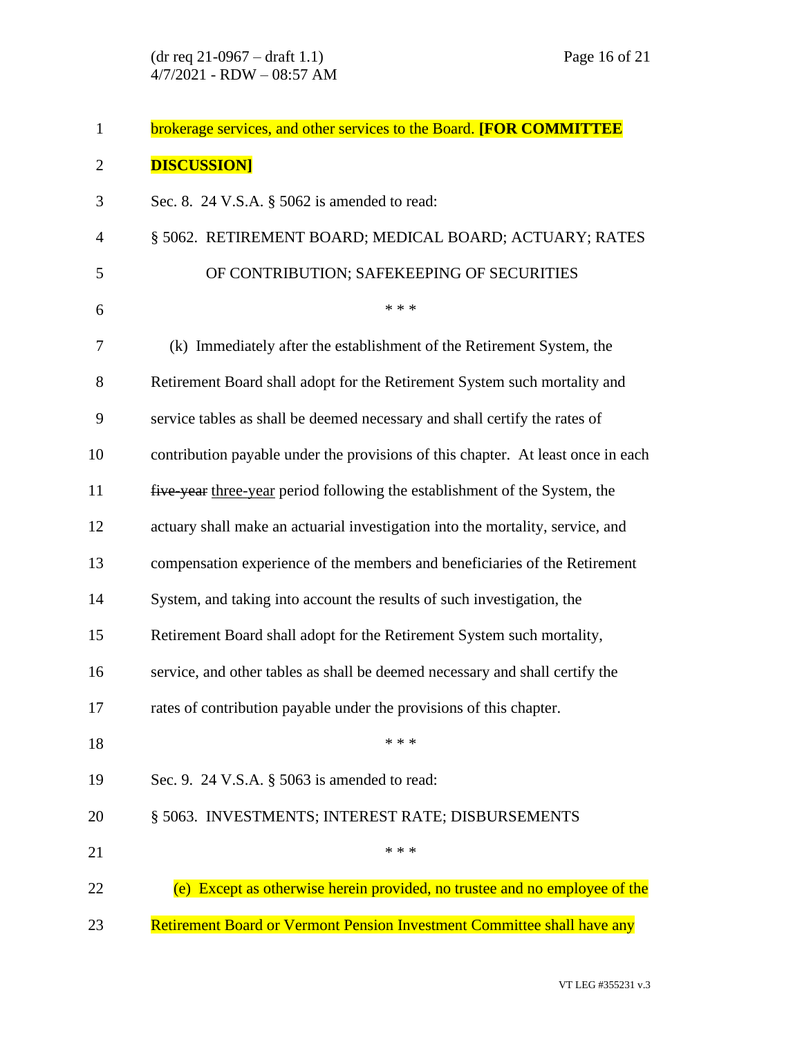brokerage services, and other services to the Board. **[FOR COMMITTEE DISCUSSION]**

Sec. 8. 24 V.S.A. § 5062 is amended to read:

§ 5062. RETIREMENT BOARD; MEDICAL BOARD; ACTUARY; RATES OF CONTRIBUTION; SAFEKEEPING OF SECURITIES

\* \* \*

(k) Immediately after the establishment of the Retirement System, the Retirement Board shall adopt for the Retirement System such mortality and service tables as shall be deemed necessary and shall certify the rates of contribution payable under the provisions of this chapter. At least once in each ~~five-year~~ <u>three-year</u> period following the establishment of the System, the actuary shall make an actuarial investigation into the mortality, service, and compensation experience of the members and beneficiaries of the Retirement System, and taking into account the results of such investigation, the Retirement Board shall adopt for the Retirement System such mortality, service, and other tables as shall be deemed necessary and shall certify the rates of contribution payable under the provisions of this chapter.

\* \* \*

Sec. 9. 24 V.S.A. § 5063 is amended to read:

§ 5063. INVESTMENTS; INTEREST RATE; DISBURSEMENTS

\* \* \*

(e) Except as otherwise herein provided, no trustee and no employee of the Retirement Board or Vermont Pension Investment Committee shall have any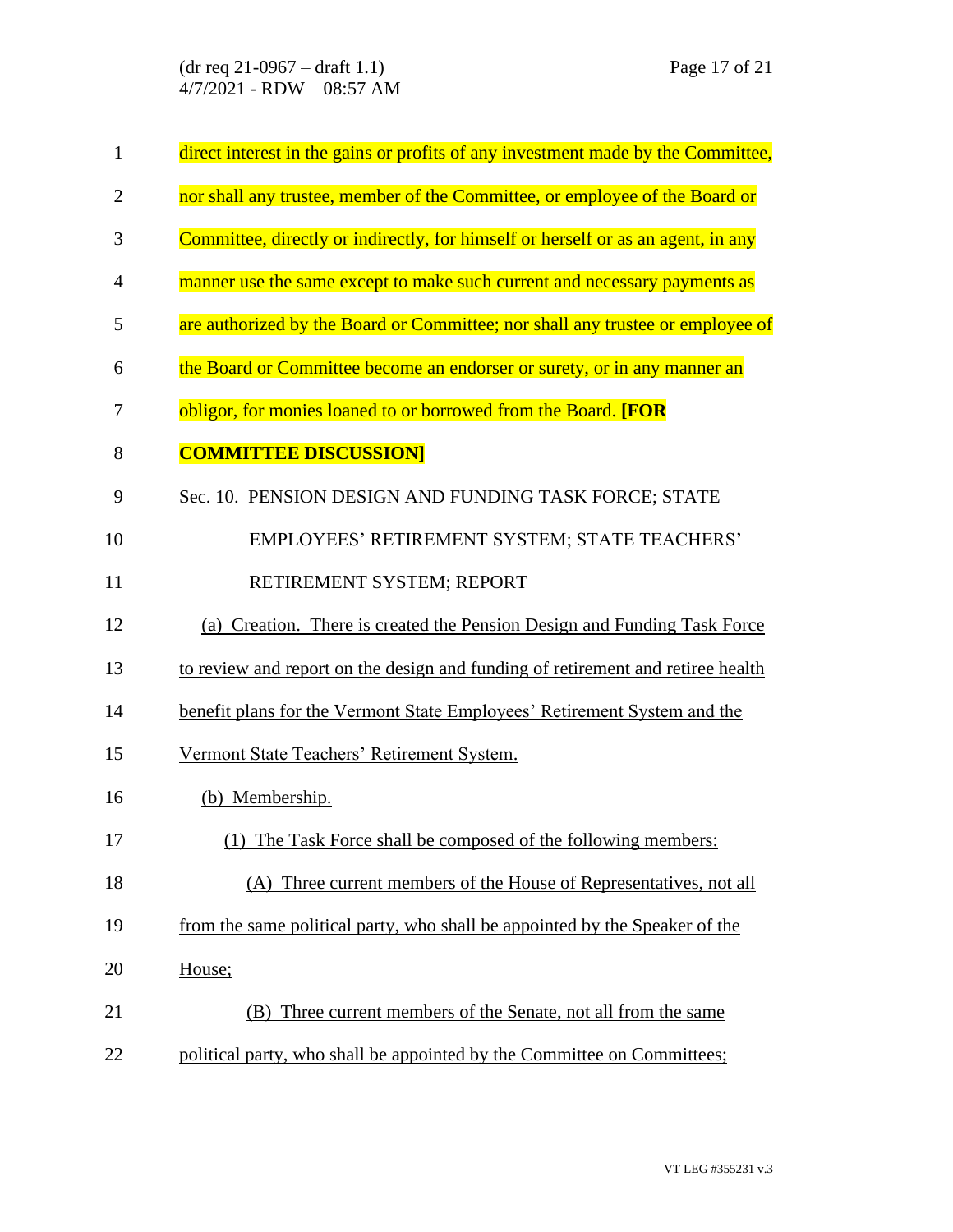direct interest in the gains or profits of any investment made by the Committee, nor shall any trustee, member of the Committee, or employee of the Board or Committee, directly or indirectly, for himself or herself or as an agent, in any manner use the same except to make such current and necessary payments as are authorized by the Board or Committee; nor shall any trustee or employee of the Board or Committee become an endorser or surety, or in any manner an obligor, for monies loaned to or borrowed from the Board. **[FOR COMMITTEE DISCUSSION]**

Sec. 10. PENSION DESIGN AND FUNDING TASK FORCE; STATE EMPLOYEES' RETIREMENT SYSTEM; STATE TEACHERS' RETIREMENT SYSTEM; REPORT

(a) Creation. There is created the Pension Design and Funding Task Force to review and report on the design and funding of retirement and retiree health benefit plans for the Vermont State Employees' Retirement System and the Vermont State Teachers' Retirement System.

(b) Membership.

(1) The Task Force shall be composed of the following members:

(A) Three current members of the House of Representatives, not all from the same political party, who shall be appointed by the Speaker of the House;

(B) Three current members of the Senate, not all from the same political party, who shall be appointed by the Committee on Committees;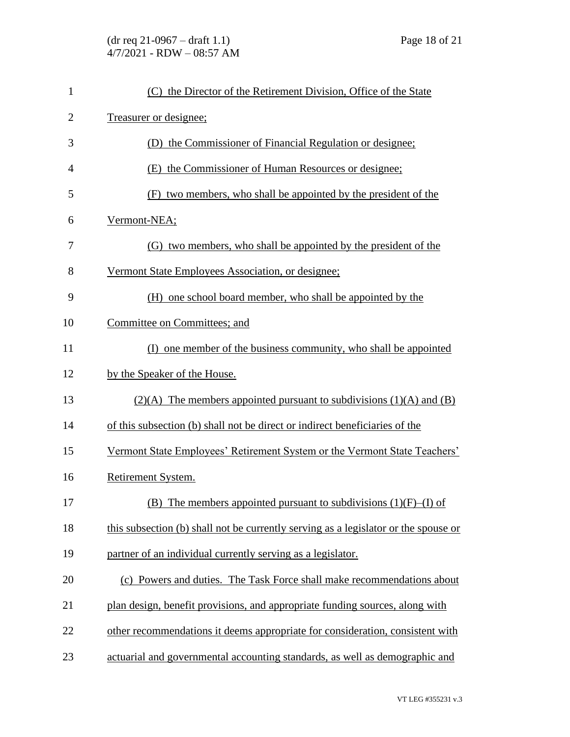(C) the Director of the Retirement Division, Office of the State Treasurer or designee;

(D) the Commissioner of Financial Regulation or designee;

(E) the Commissioner of Human Resources or designee;

(F) two members, who shall be appointed by the president of the Vermont-NEA;

(G) two members, who shall be appointed by the president of the Vermont State Employees Association, or designee;

(H) one school board member, who shall be appointed by the Committee on Committees; and

(I) one member of the business community, who shall be appointed by the Speaker of the House.

(2)(A) The members appointed pursuant to subdivisions (1)(A) and (B) of this subsection (b) shall not be direct or indirect beneficiaries of the Vermont State Employees' Retirement System or the Vermont State Teachers' Retirement System.

(B) The members appointed pursuant to subdivisions (1)(F)–(I) of this subsection (b) shall not be currently serving as a legislator or the spouse or partner of an individual currently serving as a legislator.

(c) Powers and duties. The Task Force shall make recommendations about plan design, benefit provisions, and appropriate funding sources, along with other recommendations it deems appropriate for consideration, consistent with actuarial and governmental accounting standards, as well as demographic and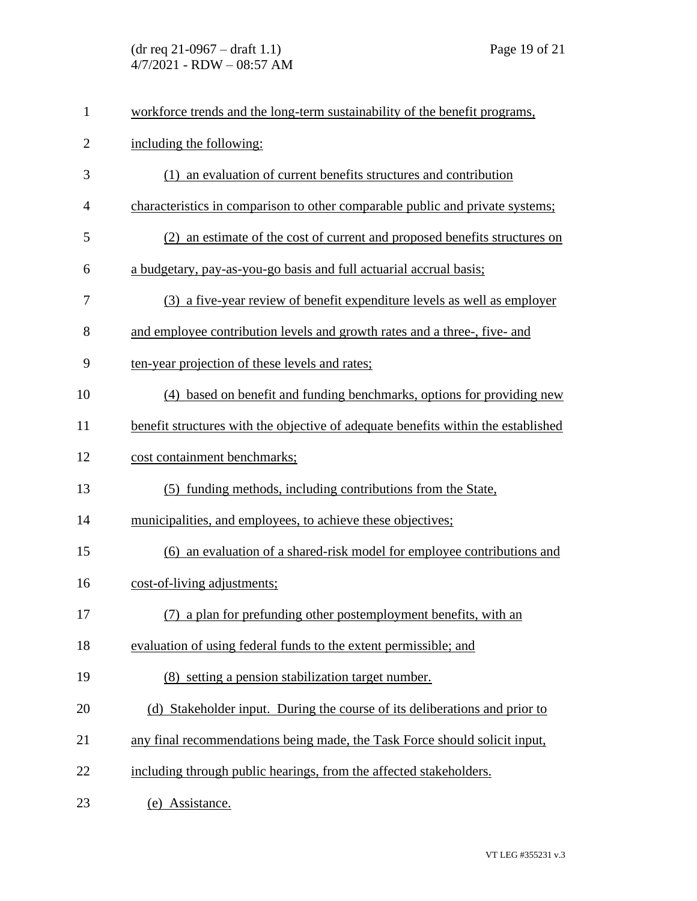workforce trends and the long-term sustainability of the benefit programs, including the following:

(1) an evaluation of current benefits structures and contribution characteristics in comparison to other comparable public and private systems;

(2) an estimate of the cost of current and proposed benefits structures on a budgetary, pay-as-you-go basis and full actuarial accrual basis;

(3) a five-year review of benefit expenditure levels as well as employer and employee contribution levels and growth rates and a three-, five- and ten-year projection of these levels and rates;

(4) based on benefit and funding benchmarks, options for providing new benefit structures with the objective of adequate benefits within the established cost containment benchmarks;

(5) funding methods, including contributions from the State, municipalities, and employees, to achieve these objectives;

(6) an evaluation of a shared-risk model for employee contributions and cost-of-living adjustments;

(7) a plan for prefunding other postemployment benefits, with an evaluation of using federal funds to the extent permissible; and

(8) setting a pension stabilization target number.

(d) Stakeholder input. During the course of its deliberations and prior to any final recommendations being made, the Task Force should solicit input, including through public hearings, from the affected stakeholders.

(e) Assistance.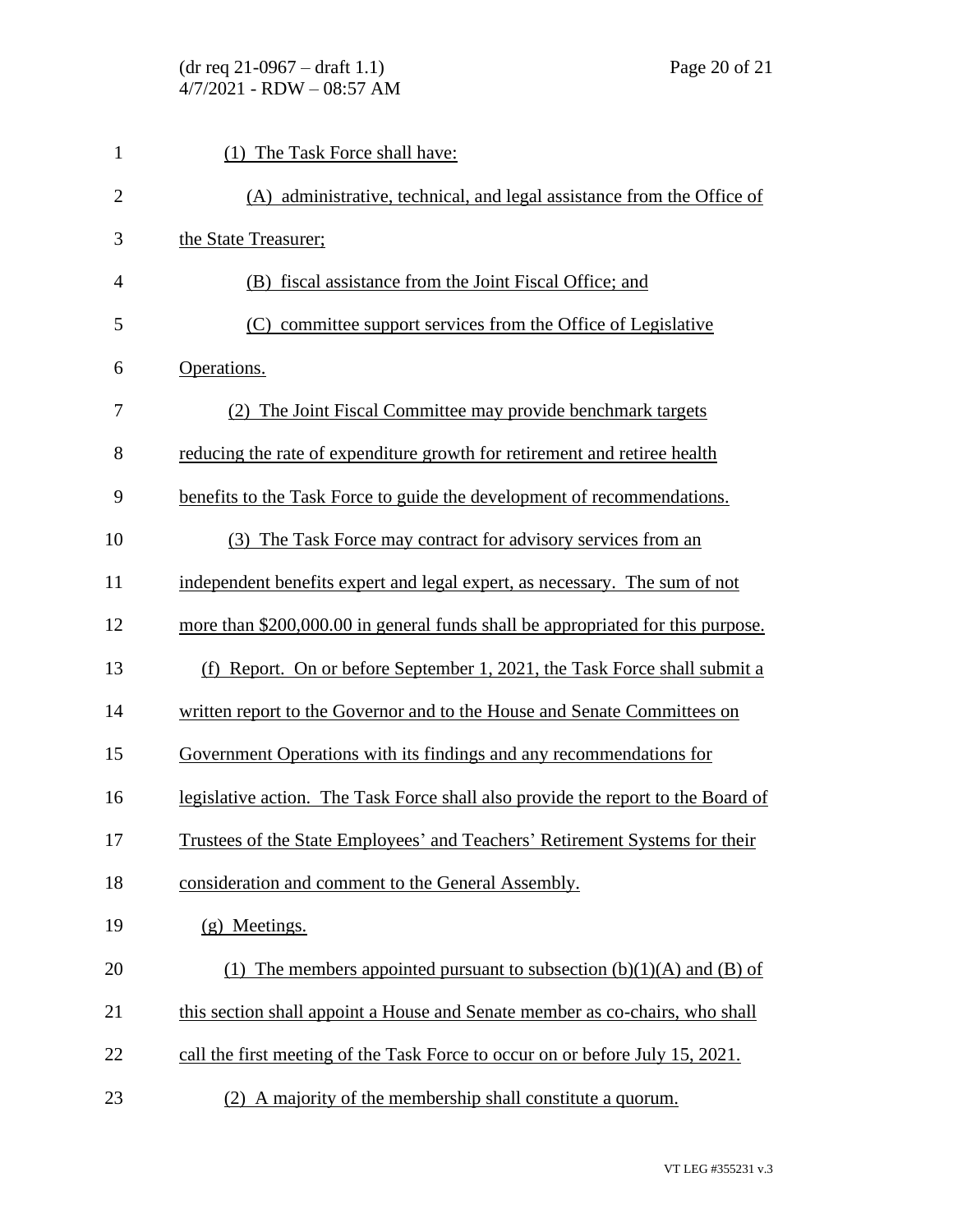(1) The Task Force shall have:

(A) administrative, technical, and legal assistance from the Office of the State Treasurer;

(B) fiscal assistance from the Joint Fiscal Office; and

(C) committee support services from the Office of Legislative Operations.

(2) The Joint Fiscal Committee may provide benchmark targets reducing the rate of expenditure growth for retirement and retiree health benefits to the Task Force to guide the development of recommendations.

(3) The Task Force may contract for advisory services from an independent benefits expert and legal expert, as necessary. The sum of not more than $200,000.00 in general funds shall be appropriated for this purpose.

(f) Report. On or before September 1, 2021, the Task Force shall submit a written report to the Governor and to the House and Senate Committees on Government Operations with its findings and any recommendations for legislative action. The Task Force shall also provide the report to the Board of Trustees of the State Employees' and Teachers' Retirement Systems for their consideration and comment to the General Assembly.

(g) Meetings.

(1) The members appointed pursuant to subsection (b)(1)(A) and (B) of this section shall appoint a House and Senate member as co-chairs, who shall call the first meeting of the Task Force to occur on or before July 15, 2021.

(2) A majority of the membership shall constitute a quorum.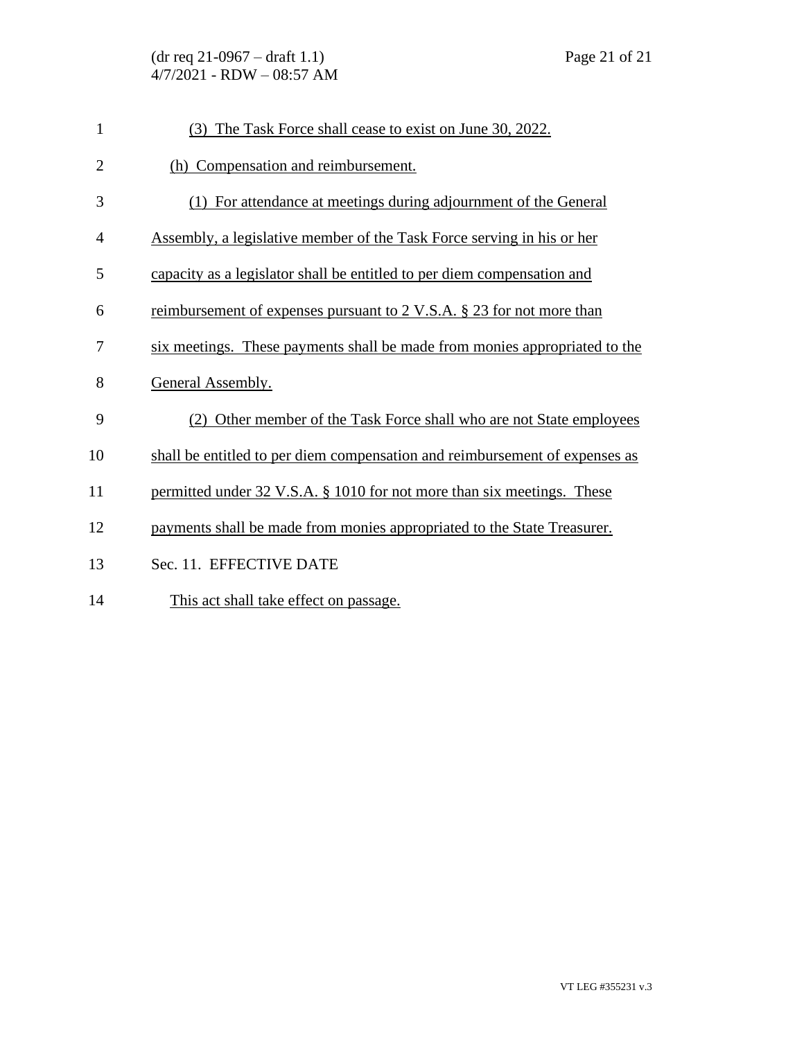(3) The Task Force shall cease to exist on June 30, 2022.

(h) Compensation and reimbursement.

(1) For attendance at meetings during adjournment of the General Assembly, a legislative member of the Task Force serving in his or her capacity as a legislator shall be entitled to per diem compensation and reimbursement of expenses pursuant to 2 V.S.A. § 23 for not more than six meetings. These payments shall be made from monies appropriated to the General Assembly.

(2) Other member of the Task Force shall who are not State employees shall be entitled to per diem compensation and reimbursement of expenses as permitted under 32 V.S.A. § 1010 for not more than six meetings. These payments shall be made from monies appropriated to the State Treasurer.

Sec. 11. EFFECTIVE DATE

This act shall take effect on passage.